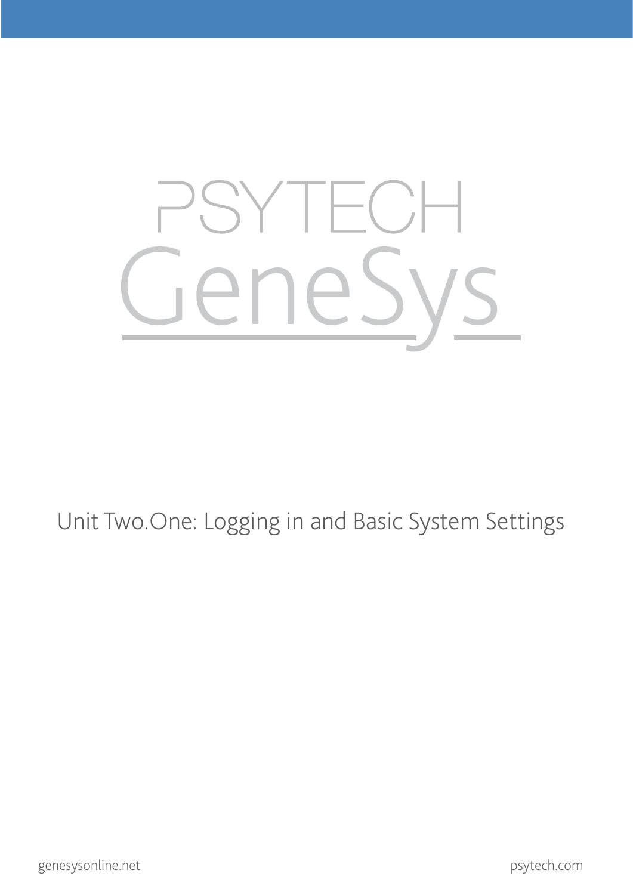# PSYTECH GeneSys

## Unit Two.One: Logging in and Basic System Settings

genesysonline.net

psytech.com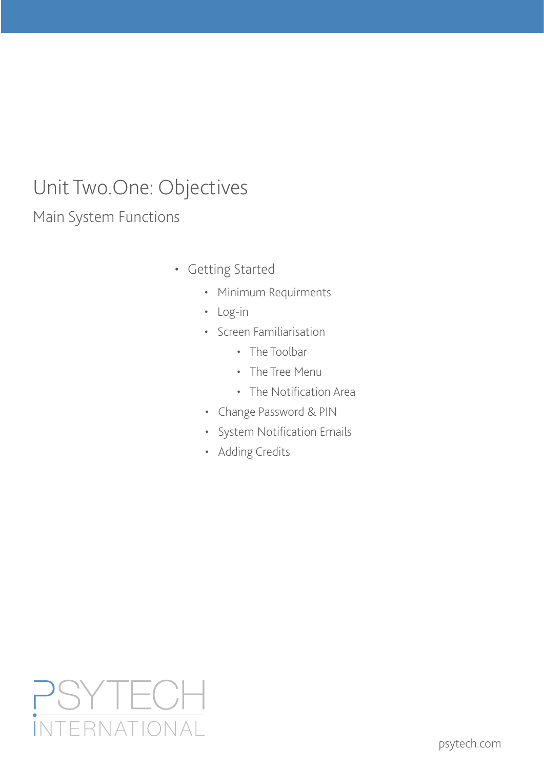# Unit Two.One: Objectives

## Main System Functions

- Getting Started
  - Minimum Requirments
  - Log-in
  - Screen Familiarisation
    - The Toolbar
    - The Tree Menu
    - The Notification Area
  - Change Password & PIN
  - System Notification Emails
  - Adding Credits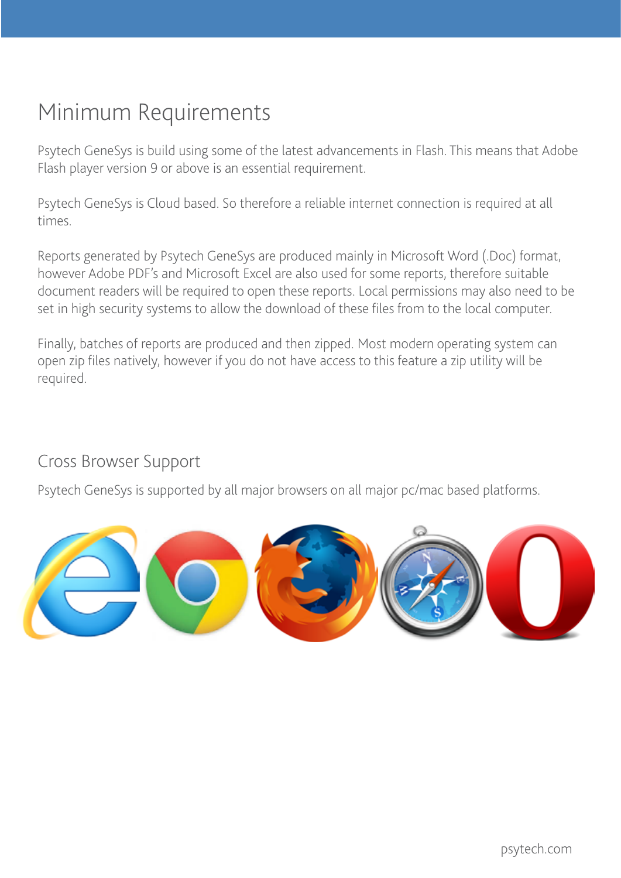# Minimum Requirements

Psytech GeneSys is build using some of the latest advancements in Flash. This means that Adobe Flash player version 9 or above is an essential requirement.

Psytech GeneSys is Cloud based. So therefore a reliable internet connection is required at all times.

Reports generated by Psytech GeneSys are produced mainly in Microsoft Word (.Doc) format, however Adobe PDF's and Microsoft Excel are also used for some reports, therefore suitable document readers will be required to open these reports. Local permissions may also need to be set in high security systems to allow the download of these files from to the local computer.

Finally, batches of reports are produced and then zipped. Most modern operating system can open zip files natively, however if you do not have access to this feature a zip utility will be required.

## Cross Browser Support

Psytech GeneSys is supported by all major browsers on all major pc/mac based platforms.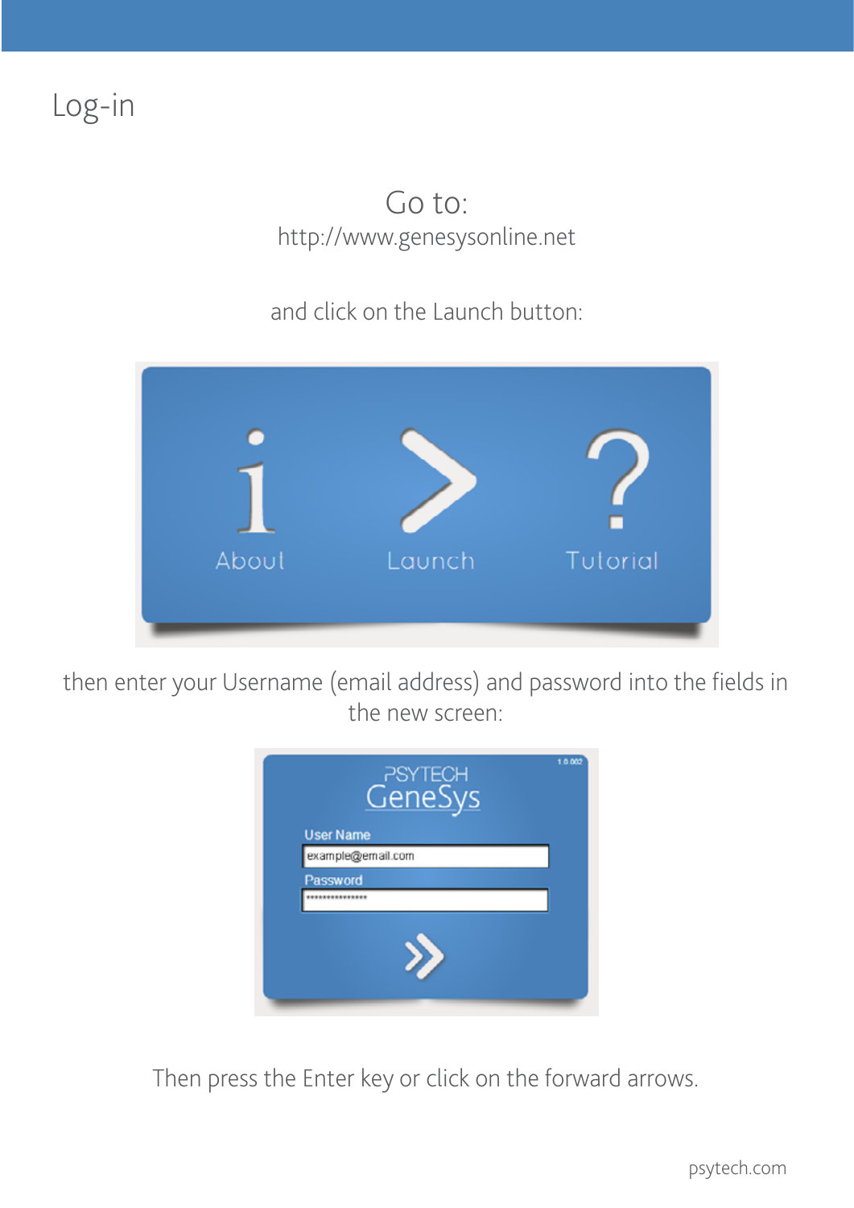# Log-in

Go to:

http://www.genesysonline.net

and click on the Launch button:

then enter your Username (email address) and password into the fields in the new screen:

Then press the Enter key or click on the forward arrows.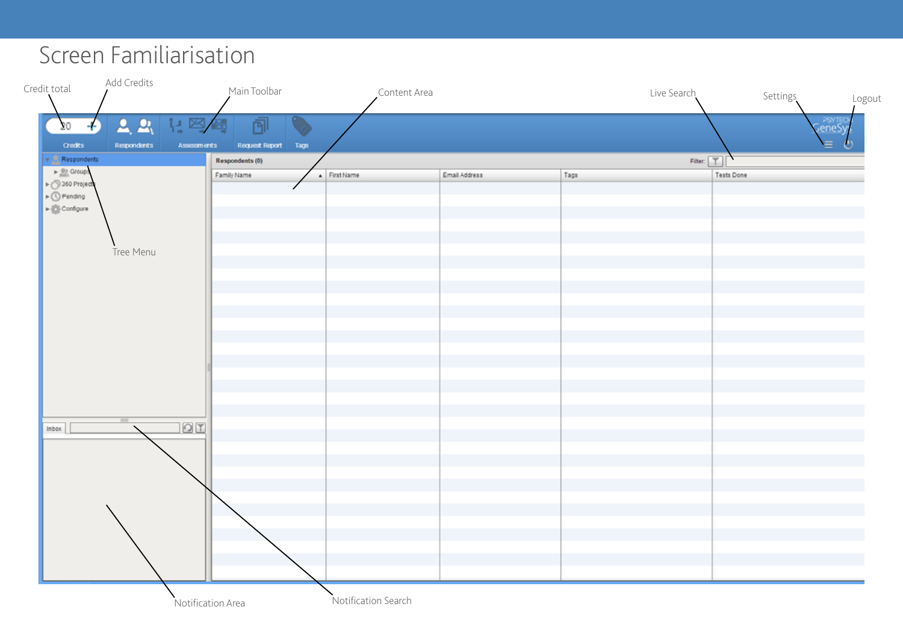# Screen Familiarisation

Credit total

Add Credits

Main Toolbar

Content Area

Live Search

Settings

Logout

Tree Menu

Notification Area

Notification Search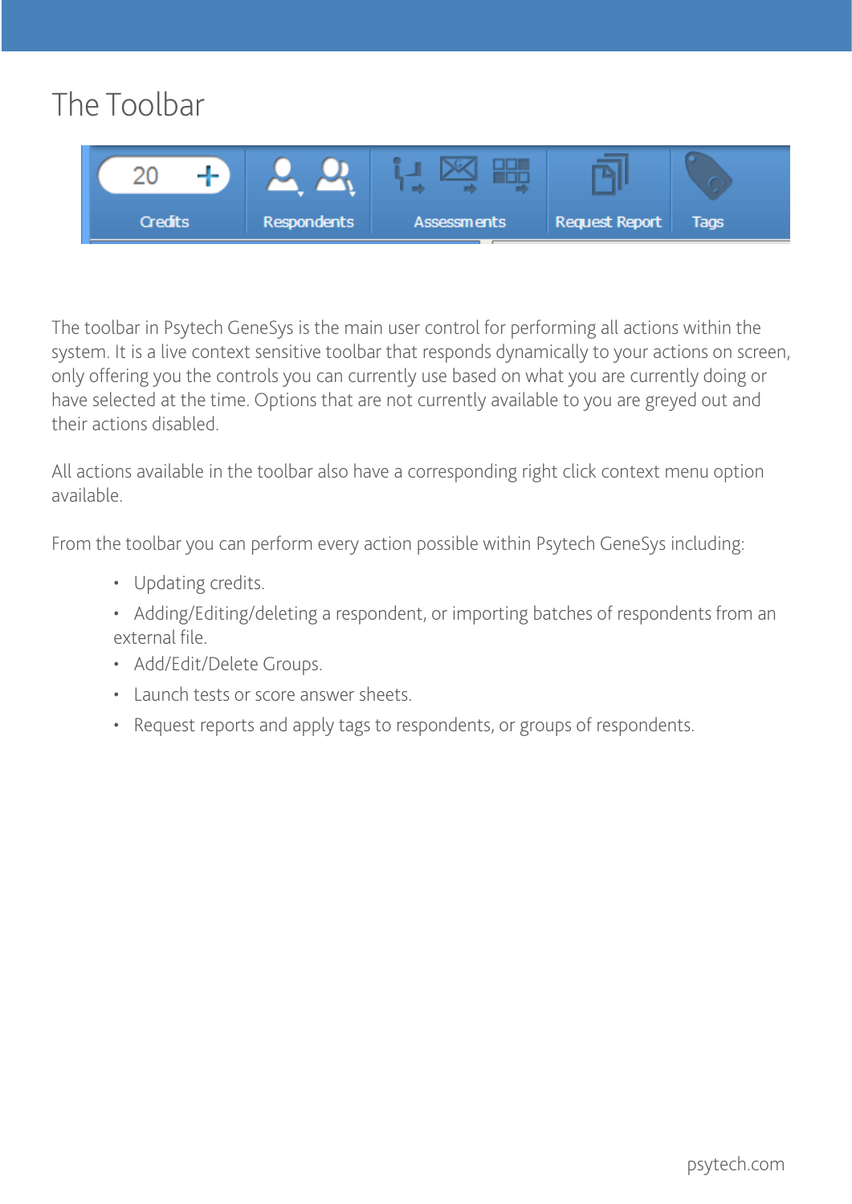# The Toolbar

The toolbar in Psytech GeneSys is the main user control for performing all actions within the system. It is a live context sensitive toolbar that responds dynamically to your actions on screen, only offering you the controls you can currently use based on what you are currently doing or have selected at the time. Options that are not currently available to you are greyed out and their actions disabled.

All actions available in the toolbar also have a corresponding right click context menu option available.

From the toolbar you can perform every action possible within Psytech GeneSys including:

- Updating credits.
- Adding/Editing/deleting a respondent, or importing batches of respondents from an external file.
- Add/Edit/Delete Groups.
- Launch tests or score answer sheets.
- Request reports and apply tags to respondents, or groups of respondents.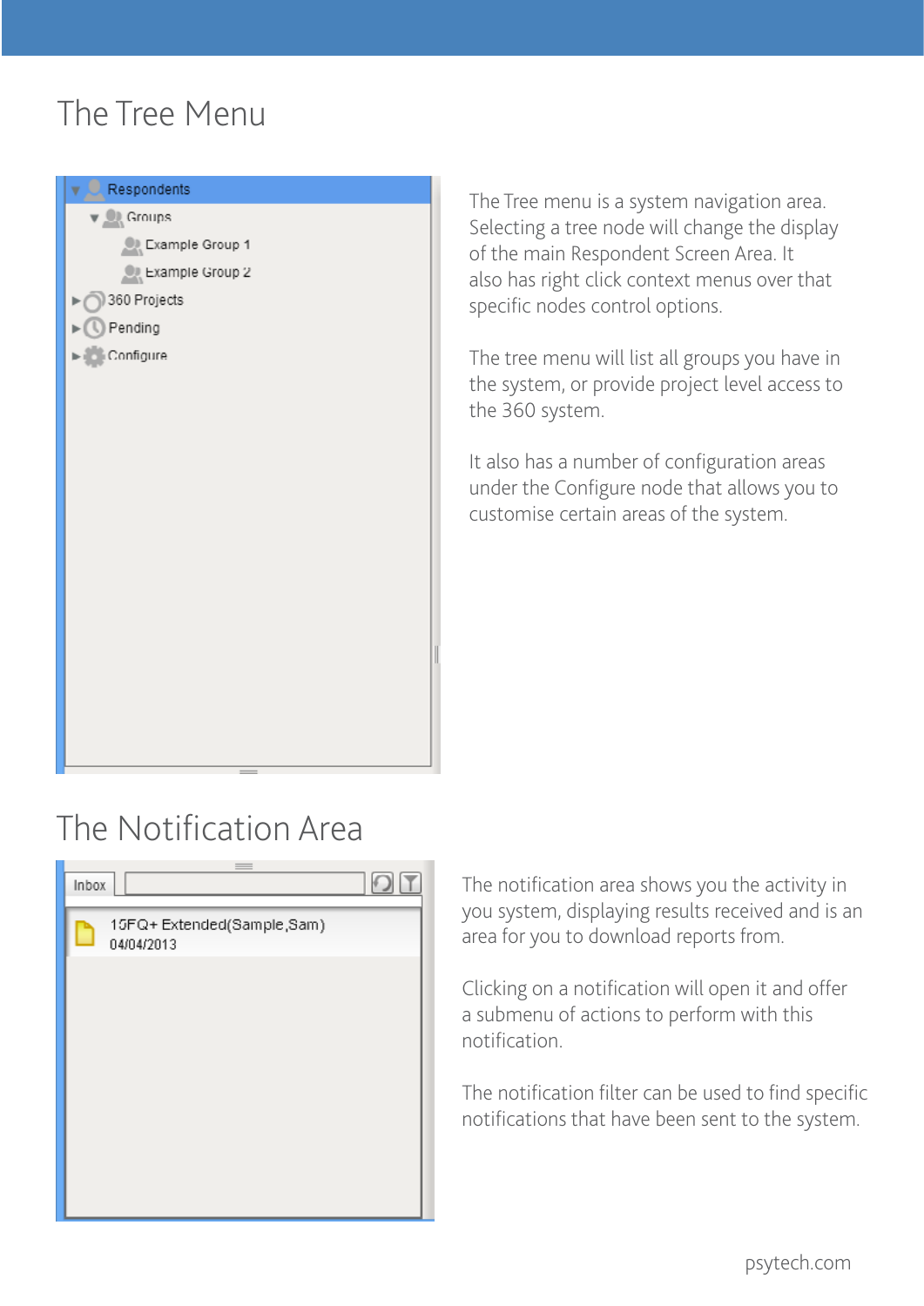# The Tree Menu

The Tree menu is a system navigation area. Selecting a tree node will change the display of the main Respondent Screen Area. It also has right click context menus over that specific nodes control options.

The tree menu will list all groups you have in the system, or provide project level access to the 360 system.

It also has a number of configuration areas under the Configure node that allows you to customise certain areas of the system.

# The Notification Area

The notification area shows you the activity in you system, displaying results received and is an area for you to download reports from.

Clicking on a notification will open it and offer a submenu of actions to perform with this notification.

The notification filter can be used to find specific notifications that have been sent to the system.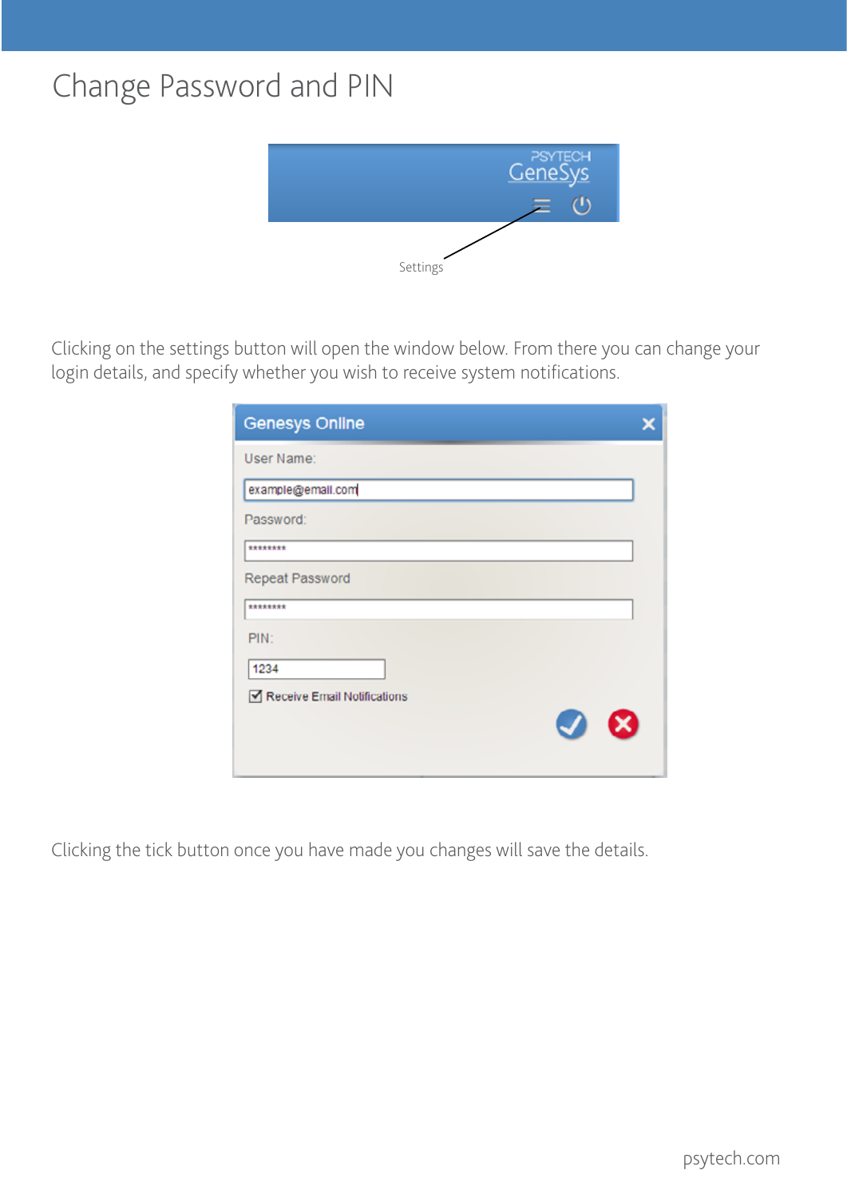# Change Password and PIN

Settings

Clicking on the settings button will open the window below. From there you can change your login details, and specify whether you wish to receive system notifications.

Clicking the tick button once you have made you changes will save the details.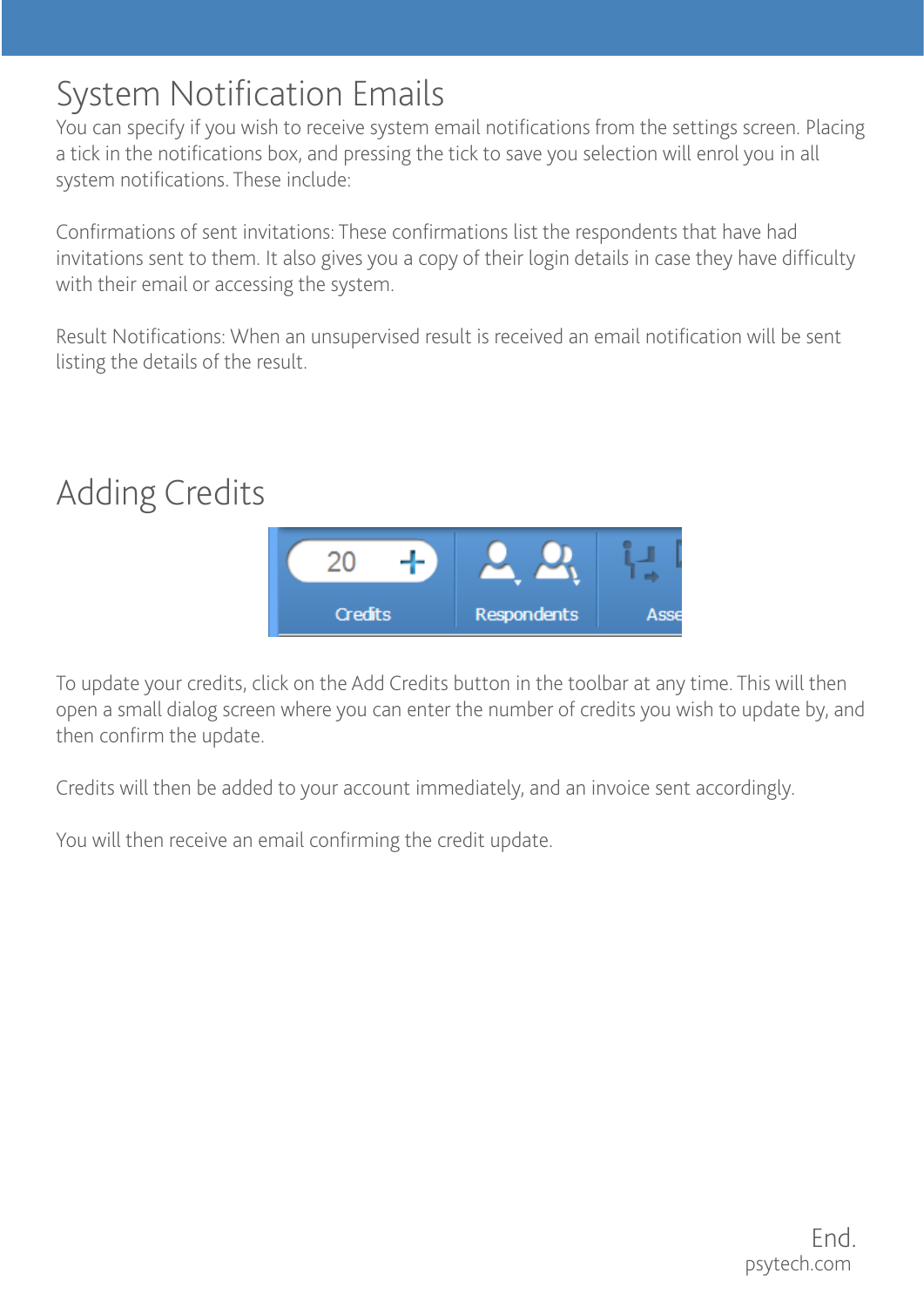# System Notification Emails

You can specify if you wish to receive system email notifications from the settings screen. Placing a tick in the notifications box, and pressing the tick to save you selection will enrol you in all system notifications. These include:

Confirmations of sent invitations: These confirmations list the respondents that have had invitations sent to them. It also gives you a copy of their login details in case they have difficulty with their email or accessing the system.

Result Notifications: When an unsupervised result is received an email notification will be sent listing the details of the result.

# Adding Credits

To update your credits, click on the Add Credits button in the toolbar at any time. This will then open a small dialog screen where you can enter the number of credits you wish to update by, and then confirm the update.

Credits will then be added to your account immediately, and an invoice sent accordingly.

You will then receive an email confirming the credit update.

End.

psytech.com